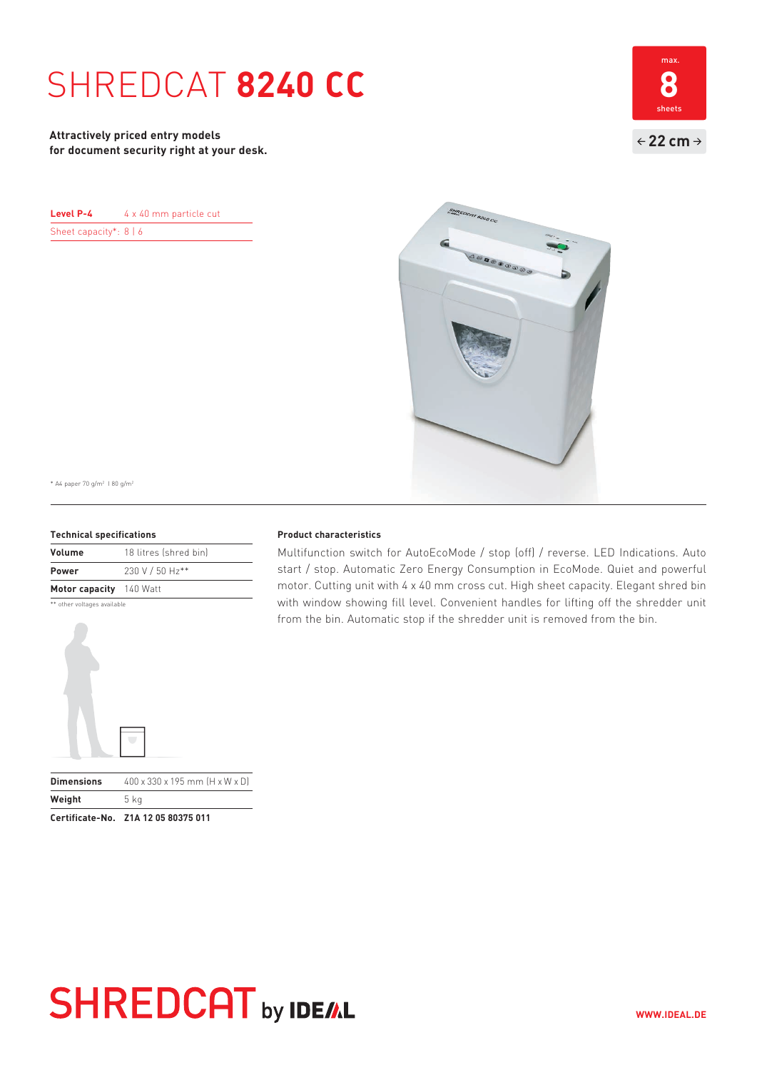# SHREDCAT **8240 CC**

max.
**8**
sheets

← **22 cm** →

**Attractively priced entry models for document security right at your desk.**

| **Level P-4** | 4 x 40 mm particle cut |
|---|---|
| Sheet capacity*: 8 \| 6 | |

* A4 paper 70 g/m² | 80 g/m²

**Technical specifications**

| | |
|---|---|
| **Volume** | 18 litres (shred bin) |
| **Power** | 230 V / 50 Hz** |
| **Motor capacity** | 140 Watt |

** other voltages available

| | |
|---|---|
| **Dimensions** | 400 x 330 x 195 mm (H x W x D) |
| **Weight** | 5 kg |
| **Certificate-No.** | **Z1A 12 05 80375 011** |

**Product characteristics**

Multifunction switch for AutoEcoMode / stop (off) / reverse. LED Indications. Auto start / stop. Automatic Zero Energy Consumption in EcoMode. Quiet and powerful motor. Cutting unit with 4 x 40 mm cross cut. High sheet capacity. Elegant shred bin with window showing fill level. Convenient handles for lifting off the shredder unit from the bin. Automatic stop if the shredder unit is removed from the bin.

**SHREDCAT** by **IDEAL**

**WWW.IDEAL.DE**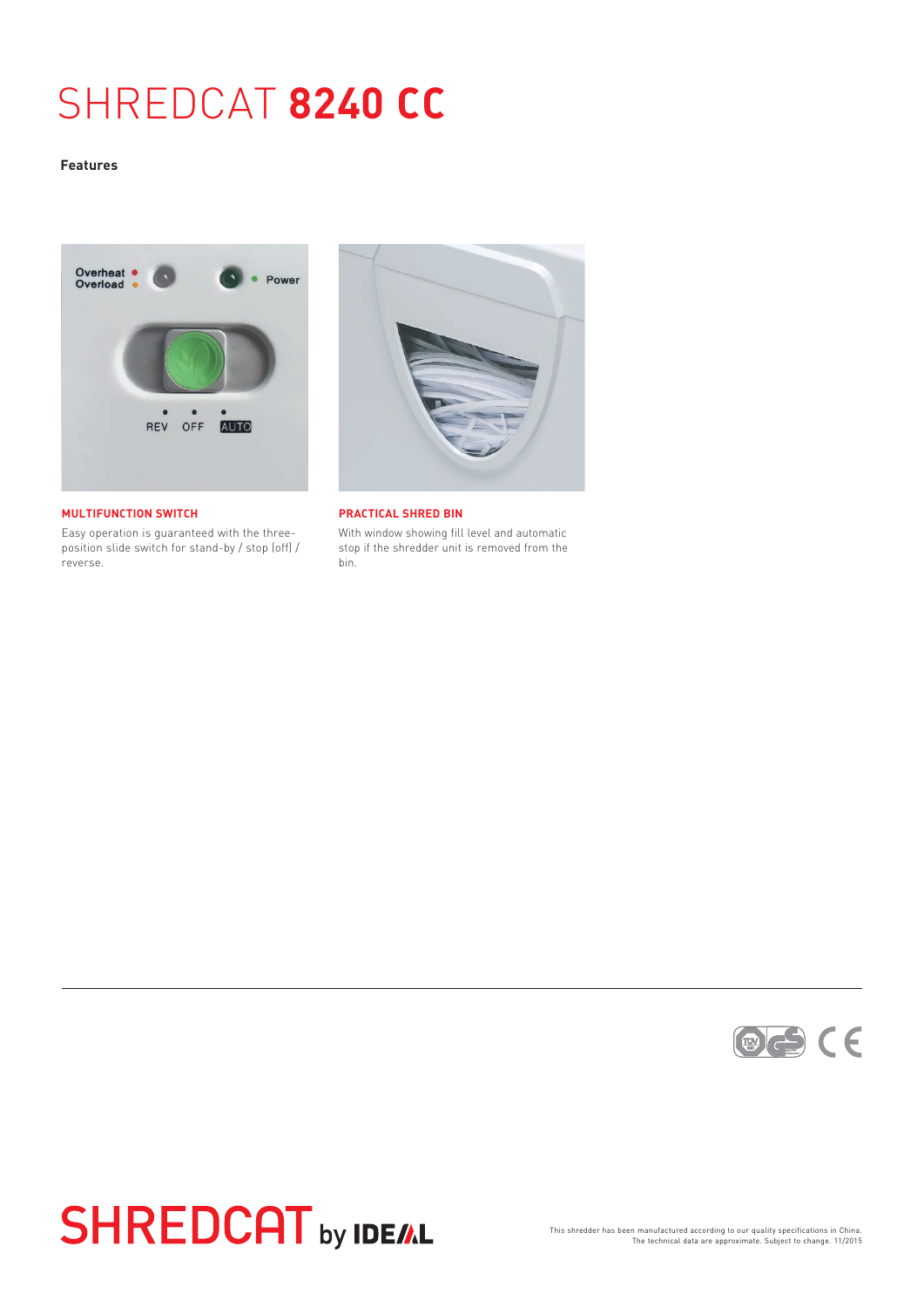# SHREDCAT **8240 CC**

**Features**

**MULTIFUNCTION SWITCH**

Easy operation is guaranteed with the three-position slide switch for stand-by / stop (off) / reverse.

**PRACTICAL SHRED BIN**

With window showing fill level and automatic stop if the shredder unit is removed from the bin.

SHREDCAT by IDEAL

This shredder has been manufactured according to our quality specifications in China.
The technical data are approximate. Subject to change. 11/2015